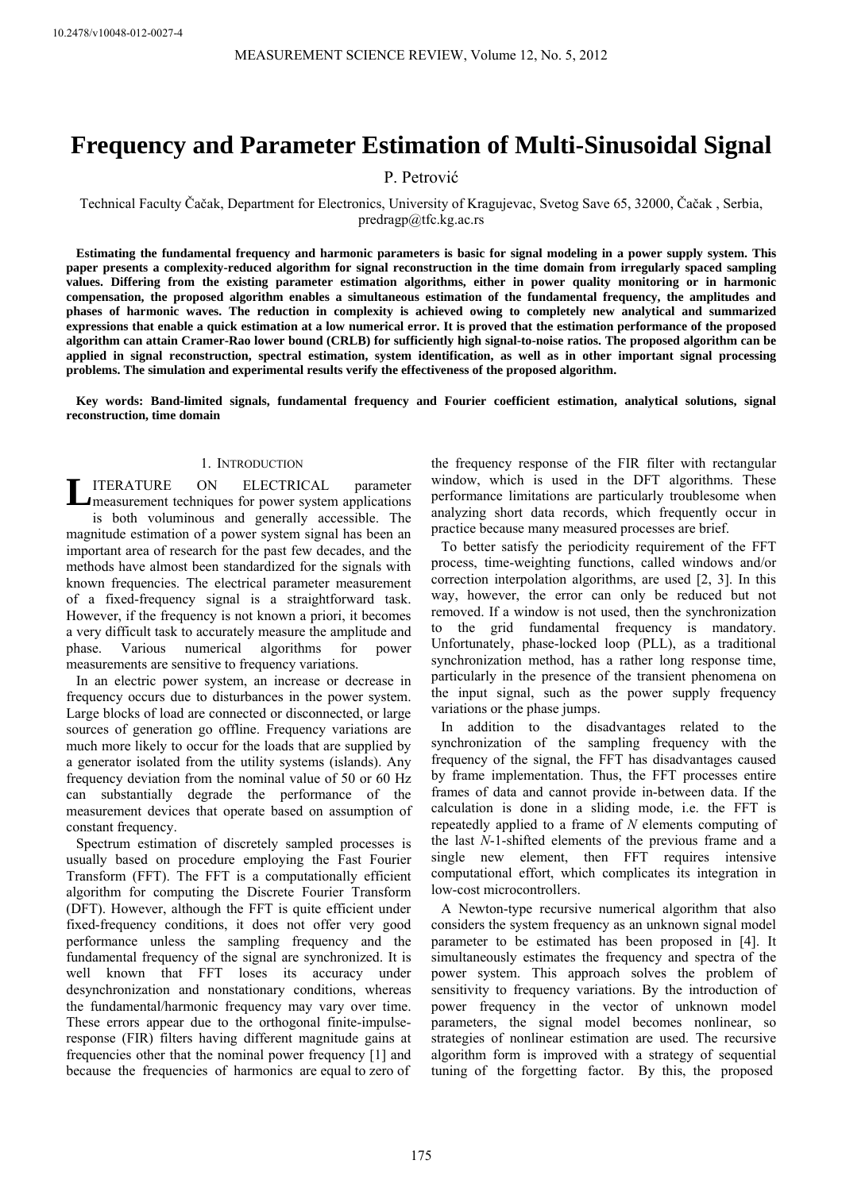10.2478/v10048-012-0027-4

# Frequency and Parameter Estimation of Multi-Sinusoidal Signal

P. Petrović

Technical Faculty Čačak, Department for Electronics, University of Kragujevac, Svetog Save 65, 32000, Čačak , Serbia, predragp@tfc.kg.ac.rs

**Estimating the fundamental frequency and harmonic parameters is basic for signal modeling in a power supply system. This paper presents a complexity-reduced algorithm for signal reconstruction in the time domain from irregularly spaced sampling values. Differing from the existing parameter estimation algorithms, either in power quality monitoring or in harmonic compensation, the proposed algorithm enables a simultaneous estimation of the fundamental frequency, the amplitudes and phases of harmonic waves. The reduction in complexity is achieved owing to completely new analytical and summarized expressions that enable a quick estimation at a low numerical error. It is proved that the estimation performance of the proposed algorithm can attain Cramer-Rao lower bound (CRLB) for sufficiently high signal-to-noise ratios. The proposed algorithm can be applied in signal reconstruction, spectral estimation, system identification, as well as in other important signal processing problems. The simulation and experimental results verify the effectiveness of the proposed algorithm.**

**Key words: Band-limited signals, fundamental frequency and Fourier coefficient estimation, analytical solutions, signal reconstruction, time domain**

## 1. Introduction

Literature on electrical parameter measurement techniques for power system applications is both voluminous and generally accessible. The magnitude estimation of a power system signal has been an important area of research for the past few decades, and the methods have almost been standardized for the signals with known frequencies. The electrical parameter measurement of a fixed-frequency signal is a straightforward task. However, if the frequency is not known a priori, it becomes a very difficult task to accurately measure the amplitude and phase. Various numerical algorithms for power measurements are sensitive to frequency variations.

In an electric power system, an increase or decrease in frequency occurs due to disturbances in the power system. Large blocks of load are connected or disconnected, or large sources of generation go offline. Frequency variations are much more likely to occur for the loads that are supplied by a generator isolated from the utility systems (islands). Any frequency deviation from the nominal value of 50 or 60 Hz can substantially degrade the performance of the measurement devices that operate based on assumption of constant frequency.

Spectrum estimation of discretely sampled processes is usually based on procedure employing the Fast Fourier Transform (FFT). The FFT is a computationally efficient algorithm for computing the Discrete Fourier Transform (DFT). However, although the FFT is quite efficient under fixed-frequency conditions, it does not offer very good performance unless the sampling frequency and the fundamental frequency of the signal are synchronized. It is well known that FFT loses its accuracy under desynchronization and nonstationary conditions, whereas the fundamental/harmonic frequency may vary over time. These errors appear due to the orthogonal finite-impulse-response (FIR) filters having different magnitude gains at frequencies other that the nominal power frequency [1] and because the frequencies of harmonics are equal to zero of the frequency response of the FIR filter with rectangular window, which is used in the DFT algorithms. These performance limitations are particularly troublesome when analyzing short data records, which frequently occur in practice because many measured processes are brief.

To better satisfy the periodicity requirement of the FFT process, time-weighting functions, called windows and/or correction interpolation algorithms, are used [2, 3]. In this way, however, the error can only be reduced but not removed. If a window is not used, then the synchronization to the grid fundamental frequency is mandatory. Unfortunately, phase-locked loop (PLL), as a traditional synchronization method, has a rather long response time, particularly in the presence of the transient phenomena on the input signal, such as the power supply frequency variations or the phase jumps.

In addition to the disadvantages related to the synchronization of the sampling frequency with the frequency of the signal, the FFT has disadvantages caused by frame implementation. Thus, the FFT processes entire frames of data and cannot provide in-between data. If the calculation is done in a sliding mode, i.e. the FFT is repeatedly applied to a frame of $N$ elements computing of the last $N$-1-shifted elements of the previous frame and a single new element, then FFT requires intensive computational effort, which complicates its integration in low-cost microcontrollers.

A Newton-type recursive numerical algorithm that also considers the system frequency as an unknown signal model parameter to be estimated has been proposed in [4]. It simultaneously estimates the frequency and spectra of the power system. This approach solves the problem of sensitivity to frequency variations. By the introduction of power frequency in the vector of unknown model parameters, the signal model becomes nonlinear, so strategies of nonlinear estimation are used. The recursive algorithm form is improved with a strategy of sequential tuning of the forgetting factor. By this, the proposed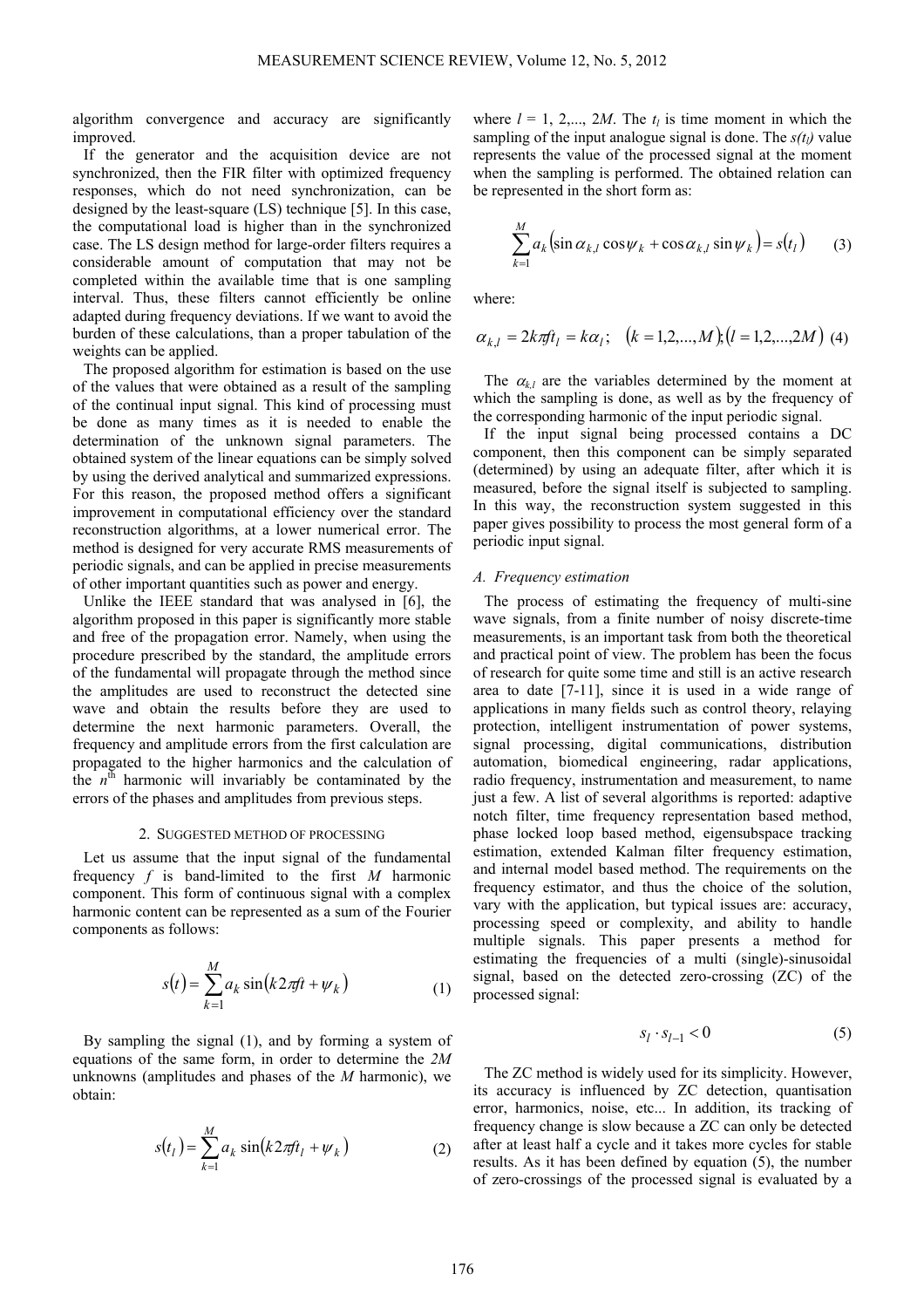algorithm convergence and accuracy are significantly improved.

If the generator and the acquisition device are not synchronized, then the FIR filter with optimized frequency responses, which do not need synchronization, can be designed by the least-square (LS) technique [5]. In this case, the computational load is higher than in the synchronized case. The LS design method for large-order filters requires a considerable amount of computation that may not be completed within the available time that is one sampling interval. Thus, these filters cannot efficiently be online adapted during frequency deviations. If we want to avoid the burden of these calculations, than a proper tabulation of the weights can be applied.

The proposed algorithm for estimation is based on the use of the values that were obtained as a result of the sampling of the continual input signal. This kind of processing must be done as many times as it is needed to enable the determination of the unknown signal parameters. The obtained system of the linear equations can be simply solved by using the derived analytical and summarized expressions. For this reason, the proposed method offers a significant improvement in computational efficiency over the standard reconstruction algorithms, at a lower numerical error. The method is designed for very accurate RMS measurements of periodic signals, and can be applied in precise measurements of other important quantities such as power and energy.

Unlike the IEEE standard that was analysed in [6], the algorithm proposed in this paper is significantly more stable and free of the propagation error. Namely, when using the procedure prescribed by the standard, the amplitude errors of the fundamental will propagate through the method since the amplitudes are used to reconstruct the detected sine wave and obtain the results before they are used to determine the next harmonic parameters. Overall, the frequency and amplitude errors from the first calculation are propagated to the higher harmonics and the calculation of the $n^{th}$ harmonic will invariably be contaminated by the errors of the phases and amplitudes from previous steps.

## 2. Suggested method of processing

Let us assume that the input signal of the fundamental frequency $f$ is band-limited to the first $M$ harmonic component. This form of continuous signal with a complex harmonic content can be represented as a sum of the Fourier components as follows:

$$s(t) = \sum_{k=1}^{M} a_k \sin(k2\pi ft + \psi_k) \tag{1}$$

By sampling the signal (1), and by forming a system of equations of the same form, in order to determine the $2M$ unknowns (amplitudes and phases of the $M$ harmonic), we obtain:

$$s(t_l) = \sum_{k=1}^{M} a_k \sin(k2\pi ft_l + \psi_k) \tag{2}$$

where $l = 1, 2, \ldots, 2M$. The $t_l$ is time moment in which the sampling of the input analogue signal is done. The $s(t_l)$ value represents the value of the processed signal at the moment when the sampling is performed. The obtained relation can be represented in the short form as:

$$\sum_{k=1}^{M} a_k \left( \sin\alpha_{k,l} \cos\psi_k + \cos\alpha_{k,l} \sin\psi_k \right) = s(t_l) \tag{3}$$

where:

$$\alpha_{k,l} = 2k\pi ft_l = k\alpha_l; \quad (k = 1,2,\ldots,M); (l = 1,2,\ldots,2M) \tag{4}$$

The $\alpha_{k,l}$ are the variables determined by the moment at which the sampling is done, as well as by the frequency of the corresponding harmonic of the input periodic signal.

If the input signal being processed contains a DC component, then this component can be simply separated (determined) by using an adequate filter, after which it is measured, before the signal itself is subjected to sampling. In this way, the reconstruction system suggested in this paper gives possibility to process the most general form of a periodic input signal.

### *A. Frequency estimation*

The process of estimating the frequency of multi-sine wave signals, from a finite number of noisy discrete-time measurements, is an important task from both the theoretical and practical point of view. The problem has been the focus of research for quite some time and still is an active research area to date [7-11], since it is used in a wide range of applications in many fields such as control theory, relaying protection, intelligent instrumentation of power systems, signal processing, digital communications, distribution automation, biomedical engineering, radar applications, radio frequency, instrumentation and measurement, to name just a few. A list of several algorithms is reported: adaptive notch filter, time frequency representation based method, phase locked loop based method, eigensubspace tracking estimation, extended Kalman filter frequency estimation, and internal model based method. The requirements on the frequency estimator, and thus the choice of the solution, vary with the application, but typical issues are: accuracy, processing speed or complexity, and ability to handle multiple signals. This paper presents a method for estimating the frequencies of a multi (single)-sinusoidal signal, based on the detected zero-crossing (ZC) of the processed signal:

$$s_l \cdot s_{l-1} < 0 \tag{5}$$

The ZC method is widely used for its simplicity. However, its accuracy is influenced by ZC detection, quantisation error, harmonics, noise, etc... In addition, its tracking of frequency change is slow because a ZC can only be detected after at least half a cycle and it takes more cycles for stable results. As it has been defined by equation (5), the number of zero-crossings of the processed signal is evaluated by a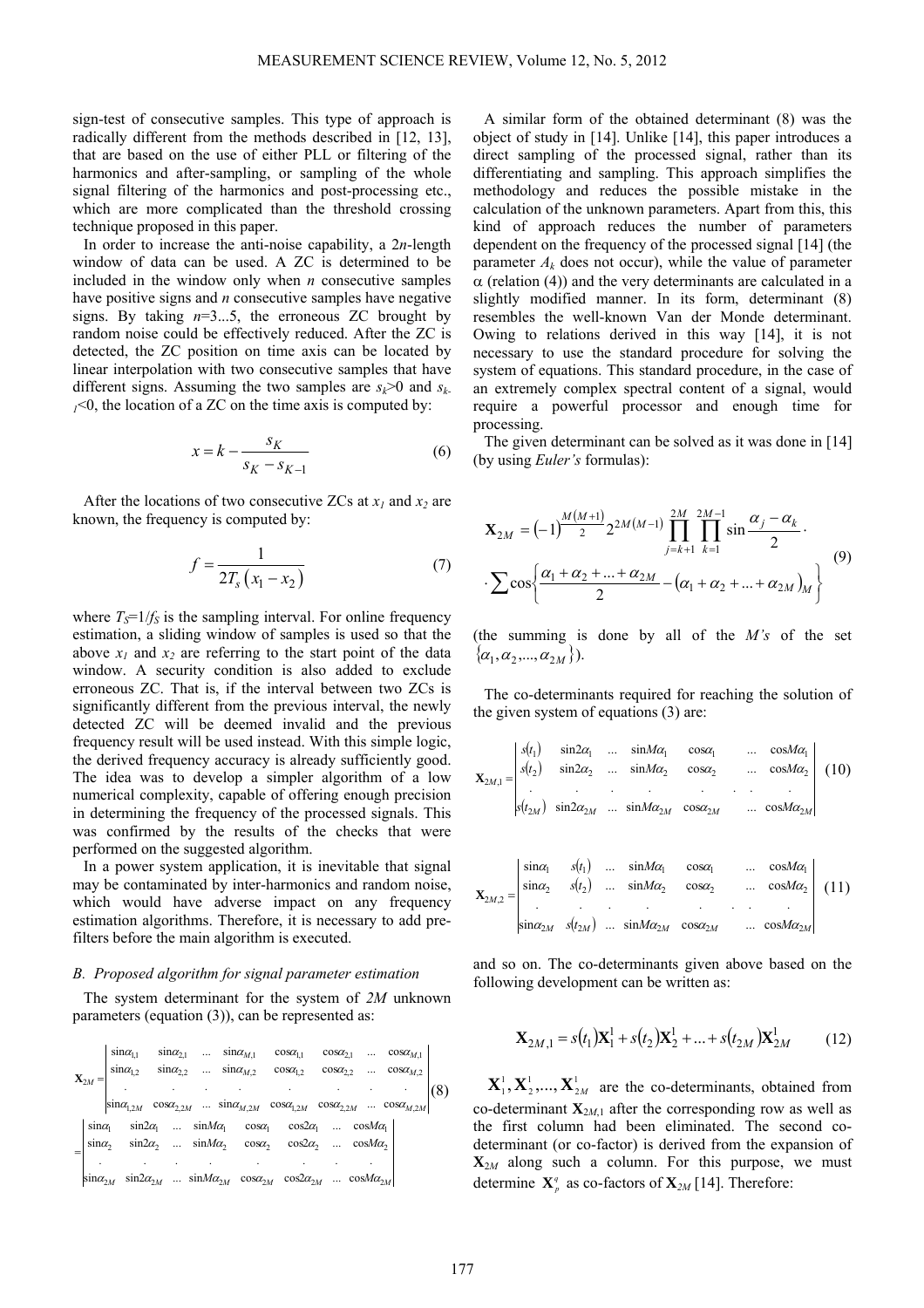sign-test of consecutive samples. This type of approach is radically different from the methods described in [12, 13], that are based on the use of either PLL or filtering of the harmonics and after-sampling, or sampling of the whole signal filtering of the harmonics and post-processing etc., which are more complicated than the threshold crossing technique proposed in this paper.

In order to increase the anti-noise capability, a $2n$-length window of data can be used. A ZC is determined to be included in the window only when $n$ consecutive samples have positive signs and $n$ consecutive samples have negative signs. By taking $n$=3...5, the erroneous ZC brought by random noise could be effectively reduced. After the ZC is detected, the ZC position on time axis can be located by linear interpolation with two consecutive samples that have different signs. Assuming the two samples are $s_k$>0 and $s_{k-1}$<0, the location of a ZC on the time axis is computed by:

$$x = k - \frac{s_K}{s_K - s_{K-1}} \tag{6}$$

After the locations of two consecutive ZCs at $x_1$ and $x_2$ are known, the frequency is computed by:

$$f = \frac{1}{2T_s\left(x_1 - x_2\right)} \tag{7}$$

where $T_S$=1/$f_S$ is the sampling interval. For online frequency estimation, a sliding window of samples is used so that the above $x_1$ and $x_2$ are referring to the start point of the data window. A security condition is also added to exclude erroneous ZC. That is, if the interval between two ZCs is significantly different from the previous interval, the newly detected ZC will be deemed invalid and the previous frequency result will be used instead. With this simple logic, the derived frequency accuracy is already sufficiently good. The idea was to develop a simpler algorithm of a low numerical complexity, capable of offering enough precision in determining the frequency of the processed signals. This was confirmed by the results of the checks that were performed on the suggested algorithm.

In a power system application, it is inevitable that signal may be contaminated by inter-harmonics and random noise, which would have adverse impact on any frequency estimation algorithms. Therefore, it is necessary to add pre-filters before the main algorithm is executed.

### *B. Proposed algorithm for signal parameter estimation*

The system determinant for the system of $2M$ unknown parameters (equation (3)), can be represented as:

$$\mathbf{X}_{2M} = \begin{vmatrix} \sin\alpha_{1,1} & \sin\alpha_{2,1} & \ldots & \sin\alpha_{M,1} & \cos\alpha_{1,1} & \cos\alpha_{2,1} & \ldots & \cos\alpha_{M,1} \\ \sin\alpha_{1,2} & \sin\alpha_{2,2} & \ldots & \sin\alpha_{M,2} & \cos\alpha_{1,2} & \cos\alpha_{2,2} & \ldots & \cos\alpha_{M,2} \\ . & . & . & . & . & . & . & . \\ \sin\alpha_{1,2M} & \cos\alpha_{2,2M} & \ldots & \sin\alpha_{M,2M} & \cos\alpha_{1,2M} & \cos\alpha_{2,2M} & \ldots & \cos\alpha_{M,2M} \end{vmatrix}$$
$$= \begin{vmatrix} \sin\alpha_1 & \sin 2\alpha_1 & \ldots & \sin M\alpha_1 & \cos\alpha_1 & \cos 2\alpha_1 & \ldots & \cos M\alpha_1 \\ \sin\alpha_2 & \sin 2\alpha_2 & \ldots & \sin M\alpha_2 & \cos\alpha_2 & \cos 2\alpha_2 & \ldots & \cos M\alpha_2 \\ . & . & . & . & . & . & . & . \\ \sin\alpha_{2M} & \sin 2\alpha_{2M} & \ldots & \sin M\alpha_{2M} & \cos\alpha_{2M} & \cos 2\alpha_{2M} & \ldots & \cos M\alpha_{2M} \end{vmatrix} \tag{8}$$

A similar form of the obtained determinant (8) was the object of study in [14]. Unlike [14], this paper introduces a direct sampling of the processed signal, rather than its differentiating and sampling. This approach simplifies the methodology and reduces the possible mistake in the calculation of the unknown parameters. Apart from this, this kind of approach reduces the number of parameters dependent on the frequency of the processed signal [14] (the parameter $A_k$ does not occur), while the value of parameter $\alpha$ (relation (4)) and the very determinants are calculated in a slightly modified manner. In its form, determinant (8) resembles the well-known Van der Monde determinant. Owing to relations derived in this way [14], it is not necessary to use the standard procedure for solving the system of equations. This standard procedure, in the case of an extremely complex spectral content of a signal, would require a powerful processor and enough time for processing.

The given determinant can be solved as it was done in [14] (by using *Euler's* formulas):

$$\mathbf{X}_{2M} = \left(-1\right)^{\frac{M(M+1)}{2}} 2^{2M(M-1)} \prod_{j=k+1}^{2M} \prod_{k=1}^{2M-1} \sin\frac{\alpha_j - \alpha_k}{2} \cdot \\ \cdot \sum \cos\left\{\frac{\alpha_1 + \alpha_2 + \ldots + \alpha_{2M}}{2} - \left(\alpha_1 + \alpha_2 + \ldots + \alpha_{2M}\right)_M\right\} \tag{9}$$

(the summing is done by all of the $M$'s of the set $\{\alpha_1, \alpha_2, \ldots, \alpha_{2M}\}$).

The co-determinants required for reaching the solution of the given system of equations (3) are:

$$\mathbf{X}_{2M,1} = \begin{vmatrix} s(t_1) & \sin 2\alpha_1 & \ldots & \sin M\alpha_1 & \cos\alpha_1 & \ldots & \cos M\alpha_1 \\ s(t_2) & \sin 2\alpha_2 & \ldots & \sin M\alpha_2 & \cos\alpha_2 & \ldots & \cos M\alpha_2 \\ . & . & . & . & . & . & . \\ s(t_{2M}) & \sin 2\alpha_{2M} & \ldots & \sin M\alpha_{2M} & \cos\alpha_{2M} & \ldots & \cos M\alpha_{2M} \end{vmatrix} \tag{10}$$

$$\mathbf{X}_{2M,2} = \begin{vmatrix} \sin\alpha_1 & s(t_1) & \ldots & \sin M\alpha_1 & \cos\alpha_1 & \ldots & \cos M\alpha_1 \\ \sin\alpha_2 & s(t_2) & \ldots & \sin M\alpha_2 & \cos\alpha_2 & \ldots & \cos M\alpha_2 \\ . & . & . & . & . & . & . \\ \sin\alpha_{2M} & s(t_{2M}) & \ldots & \sin M\alpha_{2M} & \cos\alpha_{2M} & \ldots & \cos M\alpha_{2M} \end{vmatrix} \tag{11}$$

and so on. The co-determinants given above based on the following development can be written as:

$$\mathbf{X}_{2M,1} = s(t_1)\mathbf{X}_1^1 + s(t_2)\mathbf{X}_2^1 + \ldots + s(t_{2M})\mathbf{X}_{2M}^1 \tag{12}$$

$\mathbf{X}_1^1, \mathbf{X}_2^1, \ldots, \mathbf{X}_{2M}^1$ are the co-determinants, obtained from co-determinant $\mathbf{X}_{2M,1}$ after the corresponding row as well as the first column had been eliminated. The second co-determinant (or co-factor) is derived from the expansion of $\mathbf{X}_{2M}$ along such a column. For this purpose, we must determine $\mathbf{X}_p^q$ as co-factors of $\mathbf{X}_{2M}$ [14]. Therefore: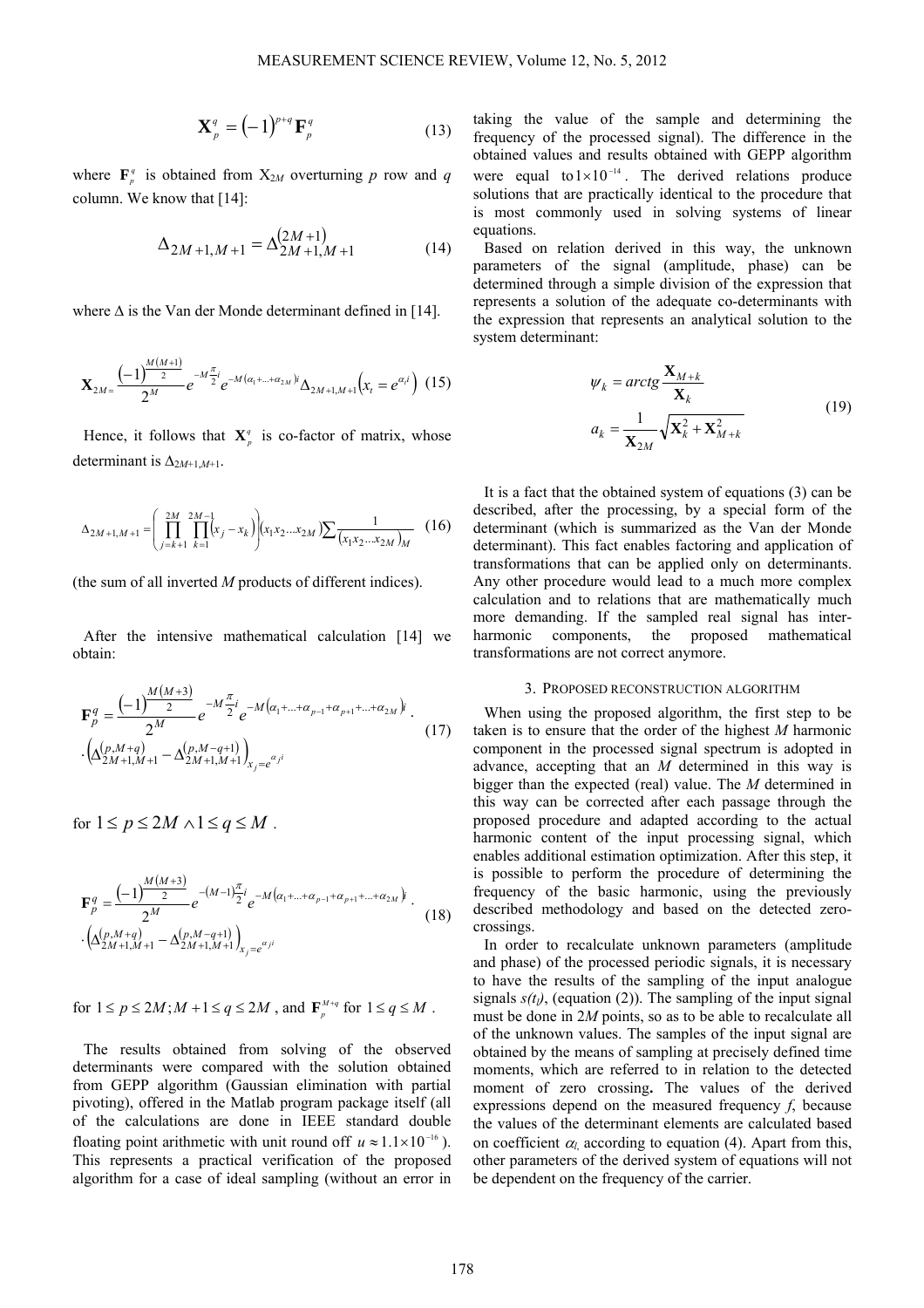$$\mathbf{X}_p^q = (-1)^{p+q}\mathbf{F}_p^q \tag{13}$$

where $\mathbf{F}_p^q$ is obtained from $X_{2M}$ overturning $p$ row and $q$ column. We know that [14]:

$$\Delta_{2M+1,M+1} = \Delta_{2M+1,M+1}^{(2M+1)} \tag{14}$$

where $\Delta$ is the Van der Monde determinant defined in [14].

$$\mathbf{X}_{2M} = \frac{(-1)^{\frac{M(M+1)}{2}}}{2^M} e^{-M\frac{\pi}{2}i} e^{-M(\alpha_1+\ldots+\alpha_{2M})i} \Delta_{2M+1,M+1}\left(x_t = e^{\alpha_t i}\right) \tag{15}$$

Hence, it follows that $\mathbf{X}_p^q$ is co-factor of matrix, whose determinant is $\Delta_{2M+1,M+1}$.

$$\Delta_{2M+1,M+1} = \left(\prod_{j=k+1}^{2M}\prod_{k=1}^{2M-1}(x_j - x_k)\right)(x_1x_2\ldots x_{2M})\sum\frac{1}{(x_1x_2\ldots x_{2M})_M} \tag{16}$$

(the sum of all inverted $M$ products of different indices).

After the intensive mathematical calculation [14] we obtain:

$$\begin{aligned}\mathbf{F}_p^q = &\frac{(-1)^{\frac{M(M+3)}{2}}}{2^M} e^{-M\frac{\pi}{2}i} e^{-M(\alpha_1+\ldots+\alpha_{p-1}+\alpha_{p+1}+\ldots+\alpha_{2M})i} \cdot \\ &\cdot\left(\Delta_{2M+1,M+1}^{(p,M+q)} - \Delta_{2M+1,M+1}^{(p,M-q+1)}\right)_{x_j = e^{\alpha_j i}}\end{aligned} \tag{17}$$

for $1 \le p \le 2M \wedge 1 \le q \le M$ .

$$\begin{aligned}\mathbf{F}_p^q = &\frac{(-1)^{\frac{M(M+3)}{2}}}{2^M} e^{-(M-1)\frac{\pi}{2}i} e^{-M(\alpha_1+\ldots+\alpha_{p-1}+\alpha_{p+1}+\ldots+\alpha_{2M})i} \cdot \\ &\cdot\left(\Delta_{2M+1,M+1}^{(p,M+q)} - \Delta_{2M+1,M+1}^{(p,M-q+1)}\right)_{x_j = e^{\alpha_j i}}\end{aligned} \tag{18}$$

for $1 \le p \le 2M; M+1 \le q \le 2M$ , and $\mathbf{F}_p^{M+q}$ for $1 \le q \le M$ .

The results obtained from solving of the observed determinants were compared with the solution obtained from GEPP algorithm (Gaussian elimination with partial pivoting), offered in the Matlab program package itself (all of the calculations are done in IEEE standard double floating point arithmetic with unit round off $u \approx 1.1\times10^{-16}$ ). This represents a practical verification of the proposed algorithm for a case of ideal sampling (without an error in taking the value of the sample and determining the frequency of the processed signal). The difference in the obtained values and results obtained with GEPP algorithm were equal to $1\times10^{-14}$ . The derived relations produce solutions that are practically identical to the procedure that is most commonly used in solving systems of linear equations.

Based on relation derived in this way, the unknown parameters of the signal (amplitude, phase) can be determined through a simple division of the expression that represents a solution of the adequate co-determinants with the expression that represents an analytical solution to the system determinant:

$$\begin{aligned}\psi_k &= arctg\frac{\mathbf{X}_{M+k}}{\mathbf{X}_k} \\ a_k &= \frac{1}{\mathbf{X}_{2M}}\sqrt{\mathbf{X}_k^2 + \mathbf{X}_{M+k}^2}\end{aligned} \tag{19}$$

It is a fact that the obtained system of equations (3) can be described, after the processing, by a special form of the determinant (which is summarized as the Van der Monde determinant). This fact enables factoring and application of transformations that can be applied only on determinants. Any other procedure would lead to a much more complex calculation and to relations that are mathematically much more demanding. If the sampled real signal has inter-harmonic components, the proposed mathematical transformations are not correct anymore.

## 3. Proposed reconstruction algorithm

When using the proposed algorithm, the first step to be taken is to ensure that the order of the highest $M$ harmonic component in the processed signal spectrum is adopted in advance, accepting that an $M$ determined in this way is bigger than the expected (real) value. The $M$ determined in this way can be corrected after each passage through the proposed procedure and adapted according to the actual harmonic content of the input processing signal, which enables additional estimation optimization. After this step, it is possible to perform the procedure of determining the frequency of the basic harmonic, using the previously described methodology and based on the detected zero-crossings.

In order to recalculate unknown parameters (amplitude and phase) of the processed periodic signals, it is necessary to have the results of the sampling of the input analogue signals $s(t_i)$, (equation (2)). The sampling of the input signal must be done in $2M$ points, so as to be able to recalculate all of the unknown values. The samples of the input signal are obtained by the means of sampling at precisely defined time moments, which are referred to in relation to the detected moment of zero crossing**.** The values of the derived expressions depend on the measured frequency $f$, because the values of the determinant elements are calculated based on coefficient $\alpha_i$, according to equation (4). Apart from this, other parameters of the derived system of equations will not be dependent on the frequency of the carrier.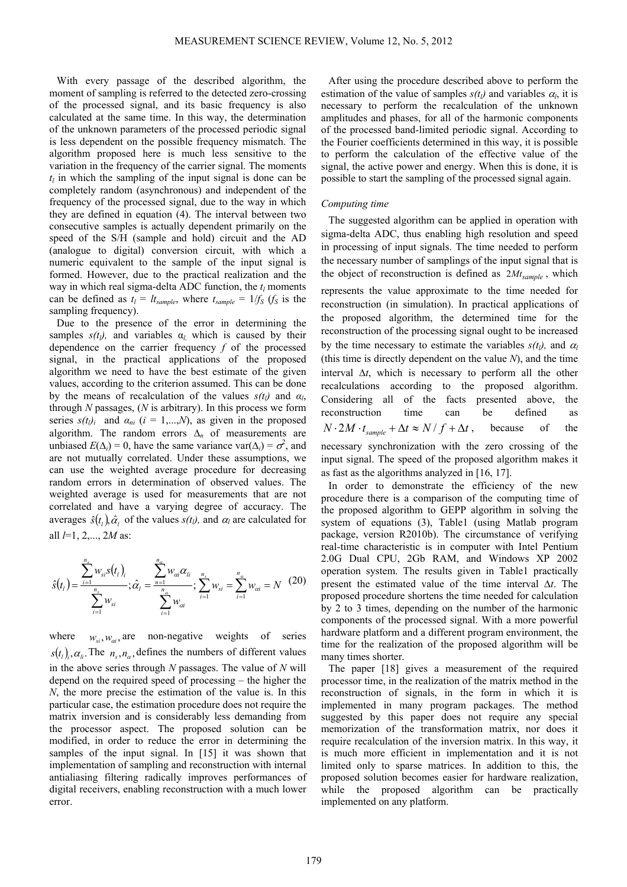With every passage of the described algorithm, the moment of sampling is referred to the detected zero-crossing of the processed signal, and its basic frequency is also calculated at the same time. In this way, the determination of the unknown parameters of the processed periodic signal is less dependent on the possible frequency mismatch. The algorithm proposed here is much less sensitive to the variation in the frequency of the carrier signal. The moments $t_l$ in which the sampling of the input signal is done can be completely random (asynchronous) and independent of the frequency of the processed signal, due to the way in which they are defined in equation (4). The interval between two consecutive samples is actually dependent primarily on the speed of the S/H (sample and hold) circuit and the AD (analogue to digital) conversion circuit, with which a numeric equivalent to the sample of the input signal is formed. However, due to the practical realization and the way in which real sigma-delta ADC function, the $t_l$ moments can be defined as $t_l = lt_{sample}$, where $t_{sample} = 1/f_S$ ($f_S$ is the sampling frequency).

Due to the presence of the error in determining the samples $s(t_l)$, and variables $\alpha_l$, which is caused by their dependence on the carrier frequency $f$ of the processed signal, in the practical applications of the proposed algorithm we need to have the best estimate of the given values, according to the criterion assumed. This can be done by the means of recalculation of the values $s(t_l)$ and $\alpha_l$, through $N$ passages, ($N$ is arbitrary). In this process we form series $s(t_l)_i$ and $\alpha_{ni}$ ($i = 1,...,N$), as given in the proposed algorithm. The random errors $\Delta_n$ of measurements are unbiased $E(\Delta_i) = 0$, have the same variance $\text{var}(\Delta_i) = \sigma^2$, and are not mutually correlated. Under these assumptions, we can use the weighted average procedure for decreasing random errors in determination of observed values. The weighted average is used for measurements that are not correlated and have a varying degree of accuracy. The averages $\hat{s}(t_l), \hat{\alpha}_l$ of the values $s(t_l)$, and $\alpha_l$ are calculated for all $l$=1, 2,..., 2$M$ as:

$$\hat{s}(t_l) = \frac{\sum_{i=1}^{n_s} w_{si} s(t_l)_i}{\sum_{i=1}^{n_s} w_{si}}; \hat{\alpha}_l = \frac{\sum_{n=1}^{n_\alpha} w_{\alpha i} \alpha_{li}}{\sum_{i=1}^{n_\alpha} w_{\alpha i}}; \sum_{i=1}^{n_s} w_{si} = \sum_{i=1}^{n_\alpha} w_{\alpha i} = N \quad (20)$$

where $w_{si}, w_{\alpha i}$, are non-negative weights of series $s(t_l)_i, \alpha_{li}$. The $n_s, n_\alpha$, defines the numbers of different values in the above series through $N$ passages. The value of $N$ will depend on the required speed of processing – the higher the $N$, the more precise the estimation of the value is. In this particular case, the estimation procedure does not require the matrix inversion and is considerably less demanding from the processor aspect. The proposed solution can be modified, in order to reduce the error in determining the samples of the input signal. In [15] it was shown that implementation of sampling and reconstruction with internal antialiasing filtering radically improves performances of digital receivers, enabling reconstruction with a much lower error.

After using the procedure described above to perform the estimation of the value of samples $s(t_l)$ and variables $\alpha_l$, it is necessary to perform the recalculation of the unknown amplitudes and phases, for all of the harmonic components of the processed band-limited periodic signal. According to the Fourier coefficients determined in this way, it is possible to perform the calculation of the effective value of the signal, the active power and energy. When this is done, it is possible to start the sampling of the processed signal again.

### *Computing time*

The suggested algorithm can be applied in operation with sigma-delta ADC, thus enabling high resolution and speed in processing of input signals. The time needed to perform the necessary number of samplings of the input signal that is the object of reconstruction is defined as $2Mt_{sample}$, which represents the value approximate to the time needed for reconstruction (in simulation). In practical applications of the proposed algorithm, the determined time for the reconstruction of the processing signal ought to be increased by the time necessary to estimate the variables $s(t_l)$, and $\alpha_l$ (this time is directly dependent on the value $N$), and the time interval $\Delta t$, which is necessary to perform all the other recalculations according to the proposed algorithm. Considering all of the facts presented above, the reconstruction time can be defined as $N \cdot 2M \cdot t_{sample} + \Delta t \approx N/f + \Delta t$, because of the necessary synchronization with the zero crossing of the input signal. The speed of the proposed algorithm makes it as fast as the algorithms analyzed in [16, 17].

In order to demonstrate the efficiency of the new procedure there is a comparison of the computing time of the proposed algorithm to GEPP algorithm in solving the system of equations (3), Table1 (using Matlab program package, version R2010b). The circumstance of verifying real-time characteristic is in computer with Intel Pentium 2.0G Dual CPU, 2Gb RAM, and Windows XP 2002 operation system. The results given in Table1 practically present the estimated value of the time interval $\Delta t$. The proposed procedure shortens the time needed for calculation by 2 to 3 times, depending on the number of the harmonic components of the processed signal. With a more powerful hardware platform and a different program environment, the time for the realization of the proposed algorithm will be many times shorter.

The paper [18] gives a measurement of the required processor time, in the realization of the matrix method in the reconstruction of signals, in the form in which it is implemented in many program packages. The method suggested by this paper does not require any special memorization of the transformation matrix, nor does it require recalculation of the inversion matrix. In this way, it is much more efficient in implementation and it is not limited only to sparse matrices. In addition to this, the proposed solution becomes easier for hardware realization, while the proposed algorithm can be practically implemented on any platform.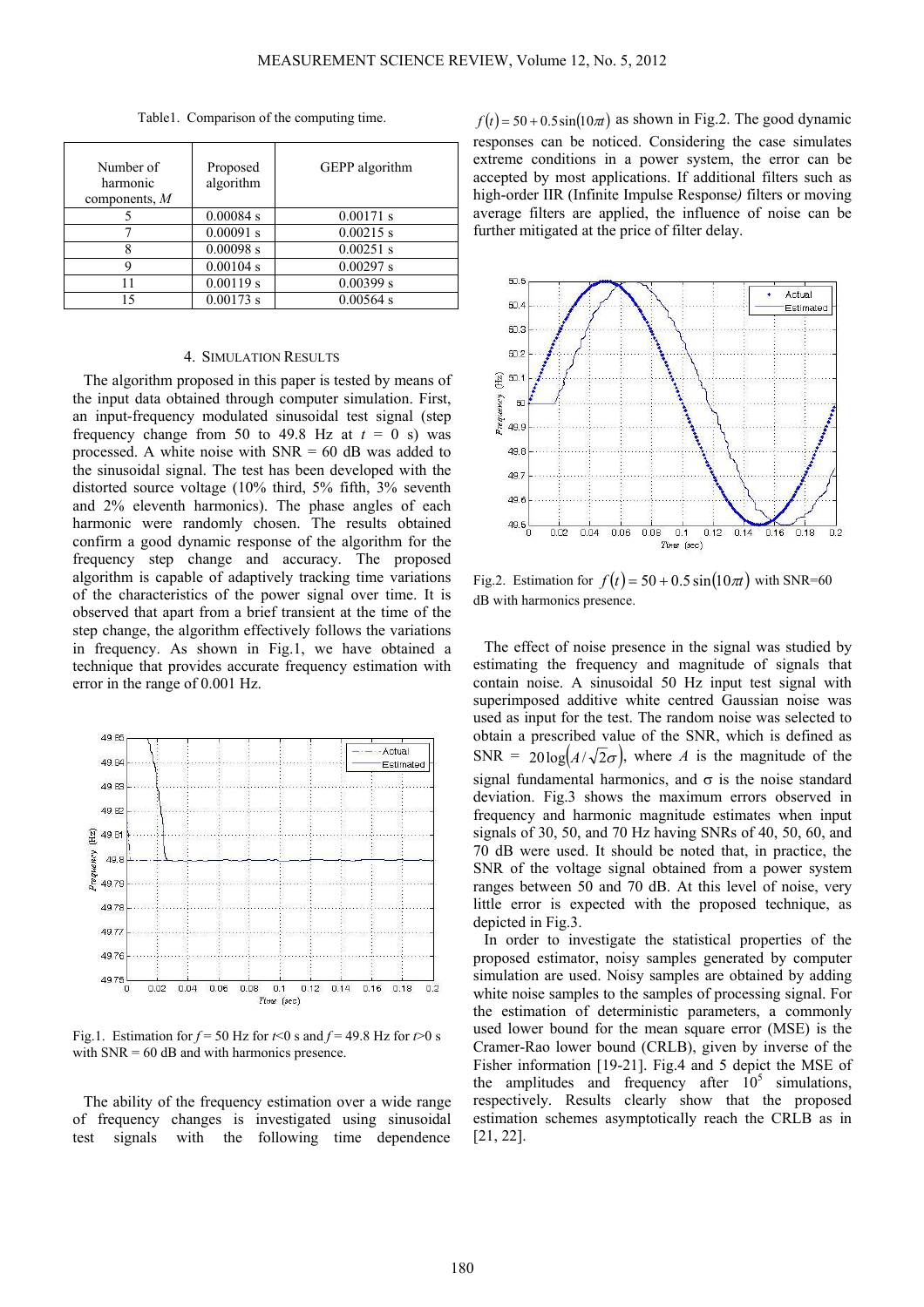Table1. Comparison of the computing time.

| Number of harmonic components, $M$ | Proposed algorithm | GEPP algorithm |
|---|---|---|
| 5 | 0.00084 s | 0.00171 s |
| 7 | 0.00091 s | 0.00215 s |
| 8 | 0.00098 s | 0.00251 s |
| 9 | 0.00104 s | 0.00297 s |
| 11 | 0.00119 s | 0.00399 s |
| 15 | 0.00173 s | 0.00564 s |

## 4. SIMULATION RESULTS

The algorithm proposed in this paper is tested by means of the input data obtained through computer simulation. First, an input-frequency modulated sinusoidal test signal (step frequency change from 50 to 49.8 Hz at $t = 0$ s) was processed. A white noise with SNR = 60 dB was added to the sinusoidal signal. The test has been developed with the distorted source voltage (10% third, 5% fifth, 3% seventh and 2% eleventh harmonics). The phase angles of each harmonic were randomly chosen. The results obtained confirm a good dynamic response of the algorithm for the frequency step change and accuracy. The proposed algorithm is capable of adaptively tracking time variations of the characteristics of the power signal over time. It is observed that apart from a brief transient at the time of the step change, the algorithm effectively follows the variations in frequency. As shown in Fig.1, we have obtained a technique that provides accurate frequency estimation with error in the range of 0.001 Hz.

Fig.1. Estimation for $f = 50$ Hz for $t<0$ s and $f = 49.8$ Hz for $t>0$ s with SNR = 60 dB and with harmonics presence.

The ability of the frequency estimation over a wide range of frequency changes is investigated using sinusoidal test signals with the following time dependence $f(t) = 50 + 0.5\sin(10\pi t)$ as shown in Fig.2. The good dynamic responses can be noticed. Considering the case simulates extreme conditions in a power system, the error can be accepted by most applications. If additional filters such as high-order IIR (Infinite Impulse Response) filters or moving average filters are applied, the influence of noise can be further mitigated at the price of filter delay.

Fig.2. Estimation for $f(t) = 50 + 0.5\sin(10\pi t)$ with SNR=60 dB with harmonics presence.

The effect of noise presence in the signal was studied by estimating the frequency and magnitude of signals that contain noise. A sinusoidal 50 Hz input test signal with superimposed additive white centred Gaussian noise was used as input for the test. The random noise was selected to obtain a prescribed value of the SNR, which is defined as SNR = $20\log\left(A/\sqrt{2}\sigma\right)$, where $A$ is the magnitude of the signal fundamental harmonics, and $\sigma$ is the noise standard deviation. Fig.3 shows the maximum errors observed in frequency and harmonic magnitude estimates when input signals of 30, 50, and 70 Hz having SNRs of 40, 50, 60, and 70 dB were used. It should be noted that, in practice, the SNR of the voltage signal obtained from a power system ranges between 50 and 70 dB. At this level of noise, very little error is expected with the proposed technique, as depicted in Fig.3.

In order to investigate the statistical properties of the proposed estimator, noisy samples generated by computer simulation are used. Noisy samples are obtained by adding white noise samples to the samples of processing signal. For the estimation of deterministic parameters, a commonly used lower bound for the mean square error (MSE) is the Cramer-Rao lower bound (CRLB), given by inverse of the Fisher information [19-21]. Fig.4 and 5 depict the MSE of the amplitudes and frequency after $10^5$ simulations, respectively. Results clearly show that the proposed estimation schemes asymptotically reach the CRLB as in [21, 22].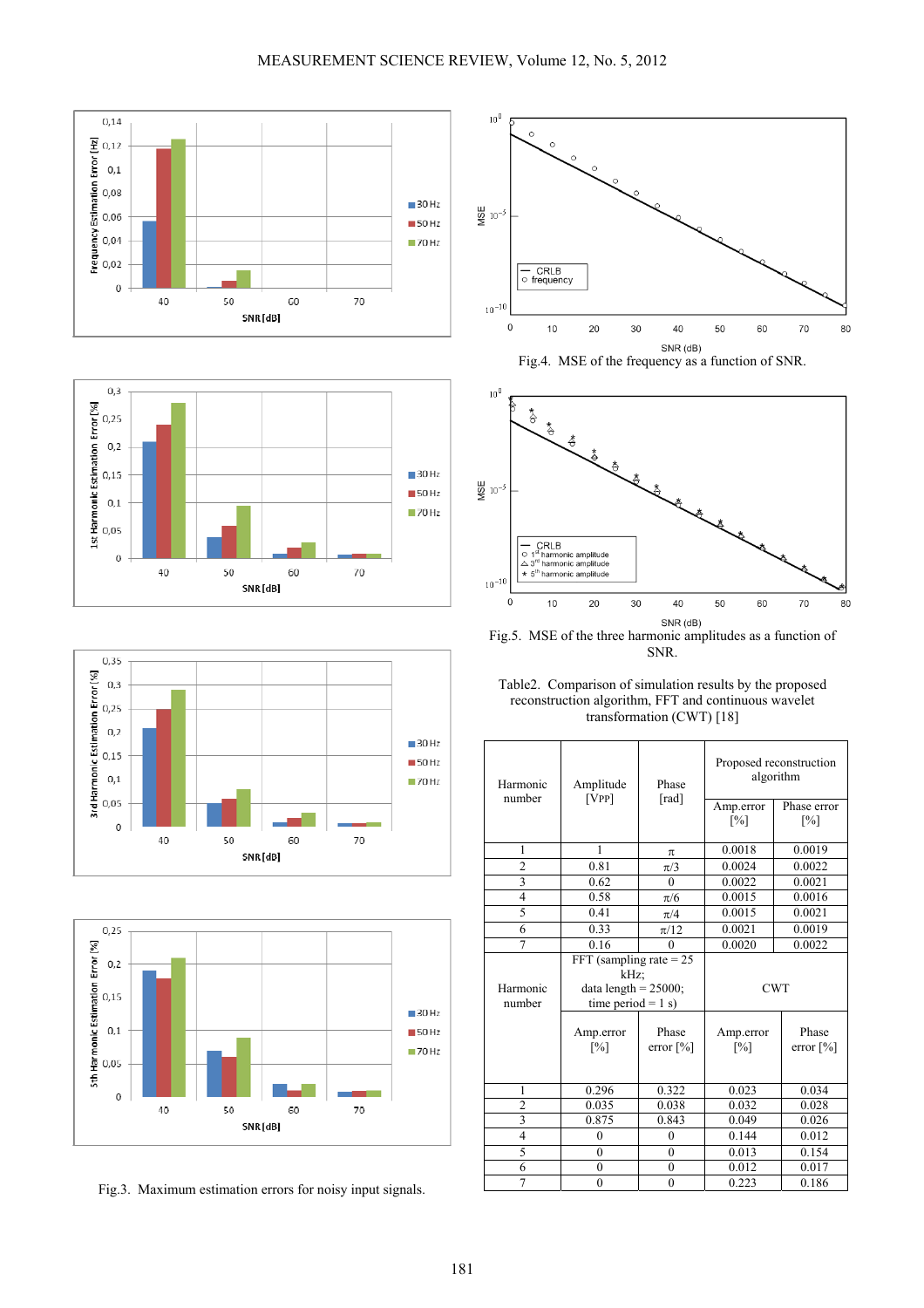Fig.3. Maximum estimation errors for noisy input signals.

Fig.4. MSE of the frequency as a function of SNR.

Fig.5. MSE of the three harmonic amplitudes as a function of SNR.

Table2. Comparison of simulation results by the proposed reconstruction algorithm, FFT and continuous wavelet transformation (CWT) [18]

| Harmonic number | Amplitude [VPP] | Phase [rad] | Proposed reconstruction algorithm | |
|---|---|---|---|---|
| | | | Amp.error [%] | Phase error [%] |
| 1 | 1 | π | 0.0018 | 0.0019 |
| 2 | 0.81 | π/3 | 0.0024 | 0.0022 |
| 3 | 0.62 | 0 | 0.0022 | 0.0021 |
| 4 | 0.58 | π/6 | 0.0015 | 0.0016 |
| 5 | 0.41 | π/4 | 0.0015 | 0.0021 |
| 6 | 0.33 | π/12 | 0.0021 | 0.0019 |
| 7 | 0.16 | 0 | 0.0020 | 0.0022 |
| Harmonic number | FFT (sampling rate = 25 kHz; data length = 25000; time period = 1 s) | | CWT | |
| | Amp.error [%] | Phase error [%] | Amp.error [%] | Phase error [%] |
| 1 | 0.296 | 0.322 | 0.023 | 0.034 |
| 2 | 0.035 | 0.038 | 0.032 | 0.028 |
| 3 | 0.875 | 0.843 | 0.049 | 0.026 |
| 4 | 0 | 0 | 0.144 | 0.012 |
| 5 | 0 | 0 | 0.013 | 0.154 |
| 6 | 0 | 0 | 0.012 | 0.017 |
| 7 | 0 | 0 | 0.223 | 0.186 |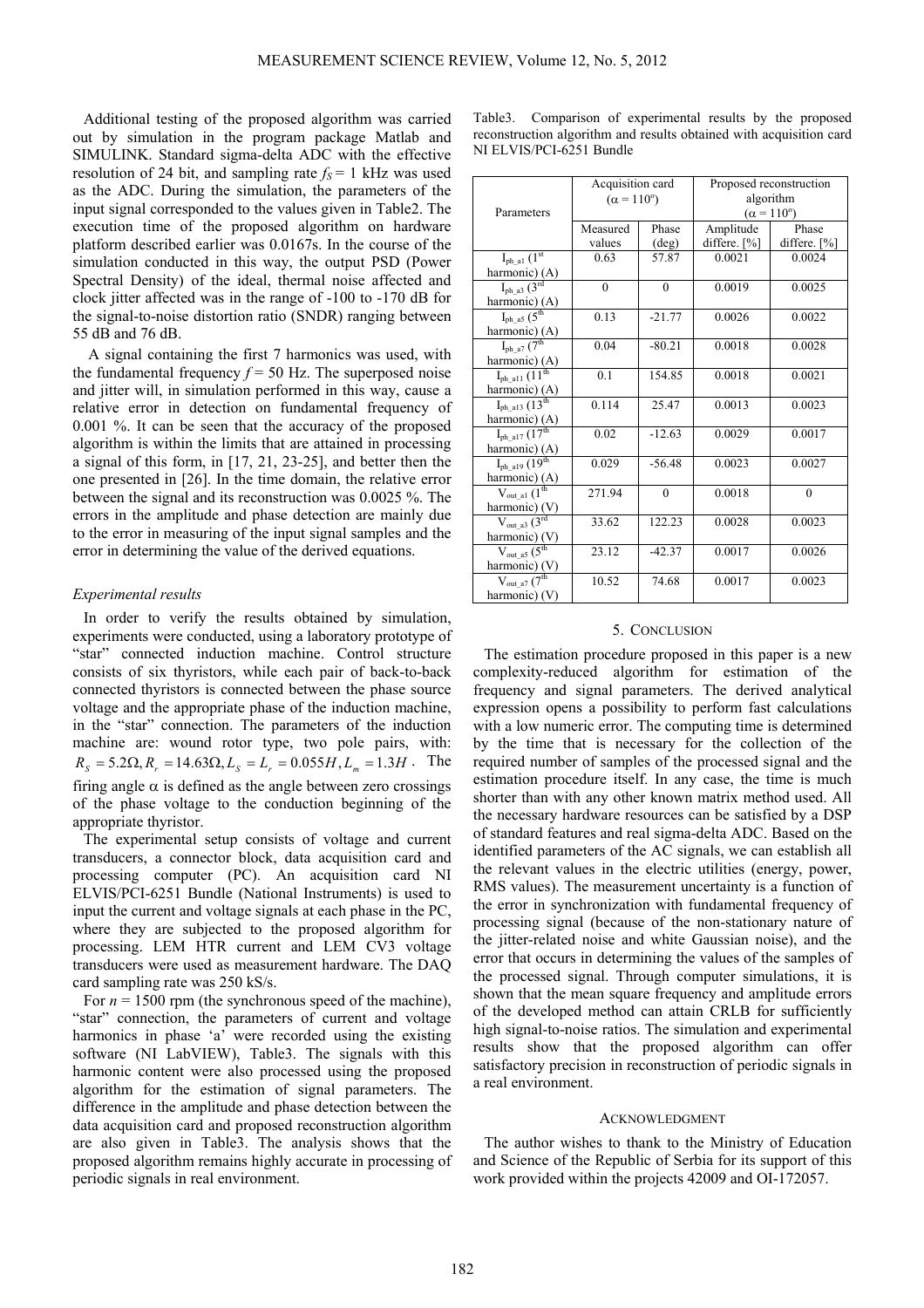Additional testing of the proposed algorithm was carried out by simulation in the program package Matlab and SIMULINK. Standard sigma-delta ADC with the effective resolution of 24 bit, and sampling rate $f_S = 1$ kHz was used as the ADC. During the simulation, the parameters of the input signal corresponded to the values given in Table2. The execution time of the proposed algorithm on hardware platform described earlier was 0.0167s. In the course of the simulation conducted in this way, the output PSD (Power Spectral Density) of the ideal, thermal noise affected and clock jitter affected was in the range of -100 to -170 dB for the signal-to-noise distortion ratio (SNDR) ranging between 55 dB and 76 dB.

A signal containing the first 7 harmonics was used, with the fundamental frequency $f = 50$ Hz. The superposed noise and jitter will, in simulation performed in this way, cause a relative error in detection on fundamental frequency of 0.001 %. It can be seen that the accuracy of the proposed algorithm is within the limits that are attained in processing a signal of this form, in [17, 21, 23-25], and better then the one presented in [26]. In the time domain, the relative error between the signal and its reconstruction was 0.0025 %. The errors in the amplitude and phase detection are mainly due to the error in measuring of the input signal samples and the error in determining the value of the derived equations.

### *Experimental results*

In order to verify the results obtained by simulation, experiments were conducted, using a laboratory prototype of "star" connected induction machine. Control structure consists of six thyristors, while each pair of back-to-back connected thyristors is connected between the phase source voltage and the appropriate phase of the induction machine, in the "star" connection. The parameters of the induction machine are: wound rotor type, two pole pairs, with: $R_S = 5.2\Omega, R_r = 14.63\Omega, L_S = L_r = 0.055H, L_m = 1.3H$. The firing angle $\alpha$ is defined as the angle between zero crossings of the phase voltage to the conduction beginning of the appropriate thyristor.

The experimental setup consists of voltage and current transducers, a connector block, data acquisition card and processing computer (PC). An acquisition card NI ELVIS/PCI-6251 Bundle (National Instruments) is used to input the current and voltage signals at each phase in the PC, where they are subjected to the proposed algorithm for processing. LEM HTR current and LEM CV3 voltage transducers were used as measurement hardware. The DAQ card sampling rate was 250 kS/s.

For $n = 1500$ rpm (the synchronous speed of the machine), "star" connection, the parameters of current and voltage harmonics in phase 'a' were recorded using the existing software (NI LabVIEW), Table3. The signals with this harmonic content were also processed using the proposed algorithm for the estimation of signal parameters. The difference in the amplitude and phase detection between the data acquisition card and proposed reconstruction algorithm are also given in Table3. The analysis shows that the proposed algorithm remains highly accurate in processing of periodic signals in real environment.

Table3. Comparison of experimental results by the proposed reconstruction algorithm and results obtained with acquisition card NI ELVIS/PCI-6251 Bundle

| Parameters | Acquisition card ($\alpha = 110^o$) | | Proposed reconstruction algorithm ($\alpha = 110^o$) | |
|---|---|---|---|---|
| | Measured values | Phase (deg) | Amplitude differe. [%] | Phase differe. [%] |
| $I_{ph\_a1}$ (1st harmonic) (A) | 0.63 | 57.87 | 0.0021 | 0.0024 |
| $I_{ph\_a3}$ (3rd harmonic) (A) | 0 | 0 | 0.0019 | 0.0025 |
| $I_{ph\_a5}$ (5th harmonic) (A) | 0.13 | -21.77 | 0.0026 | 0.0022 |
| $I_{ph\_a7}$ (7th harmonic) (A) | 0.04 | -80.21 | 0.0018 | 0.0028 |
| $I_{ph\_a11}$ (11th harmonic) (A) | 0.1 | 154.85 | 0.0018 | 0.0021 |
| $I_{ph\_a13}$ (13th harmonic) (A) | 0.114 | 25.47 | 0.0013 | 0.0023 |
| $I_{ph\_a17}$ (17th harmonic) (A) | 0.02 | -12.63 | 0.0029 | 0.0017 |
| $I_{ph\_a19}$ (19th harmonic) (A) | 0.029 | -56.48 | 0.0023 | 0.0027 |
| $V_{out\_a1}$ (1th harmonic) (V) | 271.94 | 0 | 0.0018 | 0 |
| $V_{out\_a3}$ (3rd harmonic) (V) | 33.62 | 122.23 | 0.0028 | 0.0023 |
| $V_{out\_a5}$ (5th harmonic) (V) | 23.12 | -42.37 | 0.0017 | 0.0026 |
| $V_{out\_a7}$ (7th harmonic) (V) | 10.52 | 74.68 | 0.0017 | 0.0023 |

## 5. CONCLUSION

The estimation procedure proposed in this paper is a new complexity-reduced algorithm for estimation of the frequency and signal parameters. The derived analytical expression opens a possibility to perform fast calculations with a low numeric error. The computing time is determined by the time that is necessary for the collection of the required number of samples of the processed signal and the estimation procedure itself. In any case, the time is much shorter than with any other known matrix method used. All the necessary hardware resources can be satisfied by a DSP of standard features and real sigma-delta ADC. Based on the identified parameters of the AC signals, we can establish all the relevant values in the electric utilities (energy, power, RMS values). The measurement uncertainty is a function of the error in synchronization with fundamental frequency of processing signal (because of the non-stationary nature of the jitter-related noise and white Gaussian noise), and the error that occurs in determining the values of the samples of the processed signal. Through computer simulations, it is shown that the mean square frequency and amplitude errors of the developed method can attain CRLB for sufficiently high signal-to-noise ratios. The simulation and experimental results show that the proposed algorithm can offer satisfactory precision in reconstruction of periodic signals in a real environment.

## ACKNOWLEDGMENT

The author wishes to thank to the Ministry of Education and Science of the Republic of Serbia for its support of this work provided within the projects 42009 and OI-172057.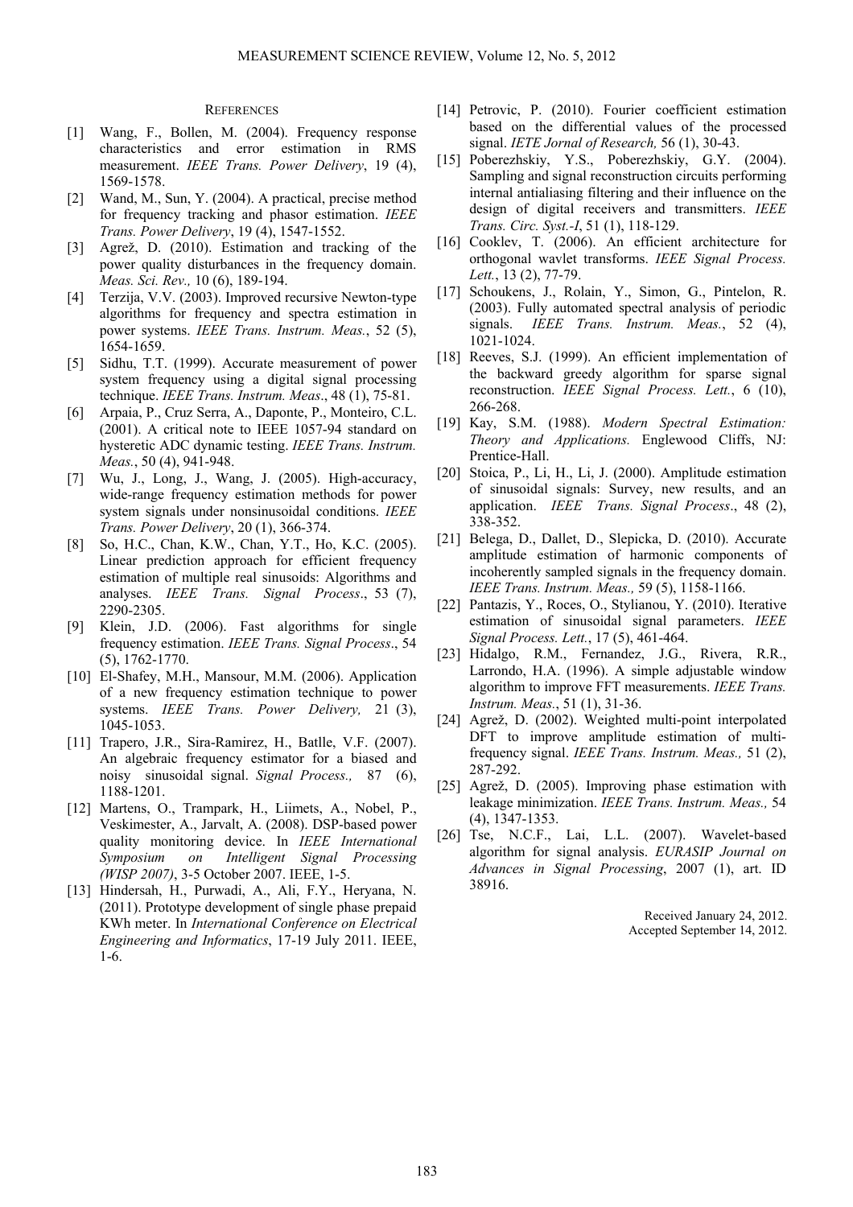## REFERENCES

[1] Wang, F., Bollen, M. (2004). Frequency response characteristics and error estimation in RMS measurement. *IEEE Trans. Power Delivery*, 19 (4), 1569-1578.

[2] Wand, M., Sun, Y. (2004). A practical, precise method for frequency tracking and phasor estimation. *IEEE Trans. Power Delivery*, 19 (4), 1547-1552.

[3] Agrež, D. (2010). Estimation and tracking of the power quality disturbances in the frequency domain. *Meas. Sci. Rev.,* 10 (6), 189-194.

[4] Terzija, V.V. (2003). Improved recursive Newton-type algorithms for frequency and spectra estimation in power systems. *IEEE Trans. Instrum. Meas.*, 52 (5), 1654-1659.

[5] Sidhu, T.T. (1999). Accurate measurement of power system frequency using a digital signal processing technique. *IEEE Trans. Instrum. Meas*., 48 (1), 75-81.

[6] Arpaia, P., Cruz Serra, A., Daponte, P., Monteiro, C.L. (2001). A critical note to IEEE 1057-94 standard on hysteretic ADC dynamic testing. *IEEE Trans. Instrum. Meas.*, 50 (4), 941-948.

[7] Wu, J., Long, J., Wang, J. (2005). High-accuracy, wide-range frequency estimation methods for power system signals under nonsinusoidal conditions. *IEEE Trans. Power Delivery*, 20 (1), 366-374.

[8] So, H.C., Chan, K.W., Chan, Y.T., Ho, K.C. (2005). Linear prediction approach for efficient frequency estimation of multiple real sinusoids: Algorithms and analyses. *IEEE Trans. Signal Process*., 53 (7), 2290-2305.

[9] Klein, J.D. (2006). Fast algorithms for single frequency estimation. *IEEE Trans. Signal Process*., 54 (5), 1762-1770.

[10] El-Shafey, M.H., Mansour, M.M. (2006). Application of a new frequency estimation technique to power systems. *IEEE Trans. Power Delivery,* 21 (3), 1045-1053.

[11] Trapero, J.R., Sira-Ramirez, H., Batlle, V.F. (2007). An algebraic frequency estimator for a biased and noisy sinusoidal signal. *Signal Process.,* 87 (6), 1188-1201.

[12] Martens, O., Trampark, H., Liimets, A., Nobel, P., Veskimester, A., Jarvalt, A. (2008). DSP-based power quality monitoring device. In *IEEE International Symposium on Intelligent Signal Processing (WISP 2007)*, 3-5 October 2007. IEEE, 1-5.

[13] Hindersah, H., Purwadi, A., Ali, F.Y., Heryana, N. (2011). Prototype development of single phase prepaid KWh meter. In *International Conference on Electrical Engineering and Informatics*, 17-19 July 2011. IEEE, 1-6.

[14] Petrovic, P. (2010). Fourier coefficient estimation based on the differential values of the processed signal. *IETE Jornal of Research,* 56 (1), 30-43.

[15] Poberezhskiy, Y.S., Poberezhskiy, G.Y. (2004). Sampling and signal reconstruction circuits performing internal antialiasing filtering and their influence on the design of digital receivers and transmitters. *IEEE Trans. Circ. Syst.-I*, 51 (1), 118-129.

[16] Cooklev, T. (2006). An efficient architecture for orthogonal wavlet transforms. *IEEE Signal Process. Lett.*, 13 (2), 77-79.

[17] Schoukens, J., Rolain, Y., Simon, G., Pintelon, R. (2003). Fully automated spectral analysis of periodic signals. *IEEE Trans. Instrum. Meas.*, 52 (4), 1021-1024.

[18] Reeves, S.J. (1999). An efficient implementation of the backward greedy algorithm for sparse signal reconstruction. *IEEE Signal Process. Lett.*, 6 (10), 266-268.

[19] Kay, S.M. (1988). *Modern Spectral Estimation: Theory and Applications.* Englewood Cliffs, NJ: Prentice-Hall.

[20] Stoica, P., Li, H., Li, J. (2000). Amplitude estimation of sinusoidal signals: Survey, new results, and an application. *IEEE Trans. Signal Process*., 48 (2), 338-352.

[21] Belega, D., Dallet, D., Slepicka, D. (2010). Accurate amplitude estimation of harmonic components of incoherently sampled signals in the frequency domain. *IEEE Trans. Instrum. Meas.,* 59 (5), 1158-1166.

[22] Pantazis, Y., Roces, O., Stylianou, Y. (2010). Iterative estimation of sinusoidal signal parameters. *IEEE Signal Process. Lett.*, 17 (5), 461-464.

[23] Hidalgo, R.M., Fernandez, J.G., Rivera, R.R., Larrondo, H.A. (1996). A simple adjustable window algorithm to improve FFT measurements. *IEEE Trans. Instrum. Meas*., 51 (1), 31-36.

[24] Agrež, D. (2002). Weighted multi-point interpolated DFT to improve amplitude estimation of multi-frequency signal. *IEEE Trans. Instrum. Meas.,* 51 (2), 287-292.

[25] Agrež, D. (2005). Improving phase estimation with leakage minimization. *IEEE Trans. Instrum. Meas.,* 54 (4), 1347-1353.

[26] Tse, N.C.F., Lai, L.L. (2007). Wavelet-based algorithm for signal analysis. *EURASIP Journal on Advances in Signal Processing*, 2007 (1), art. ID 38916.

Received January 24, 2012.
Accepted September 14, 2012.